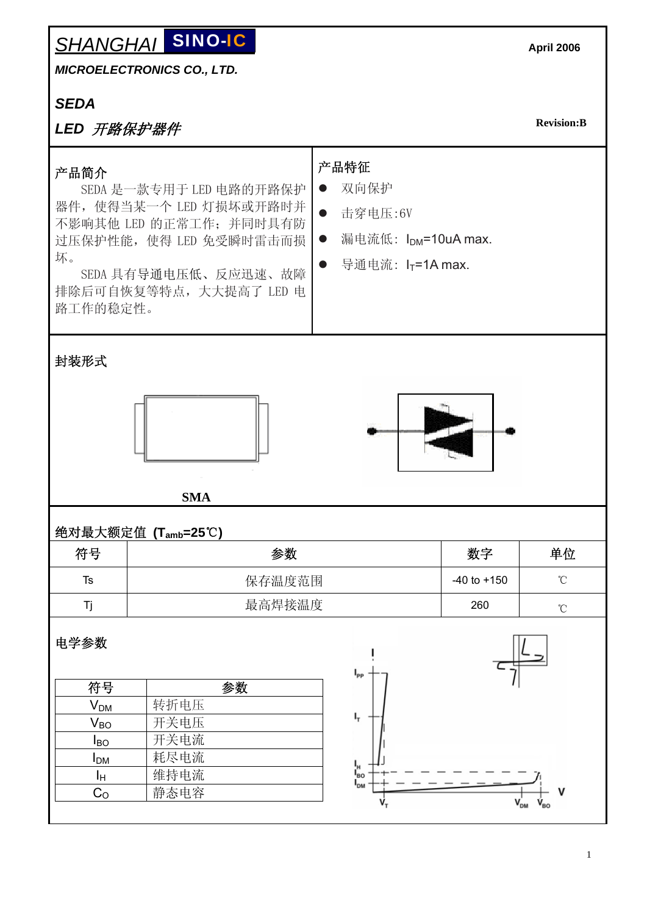SHANGHAI **SINO-IC**

*MICROELECTRONICS CO., LTD.*

April 2006

## *SEDA*

## *LED 开路保护器件*

Revision:B

### 产品简介

SEDA 是一款专用于 LED 电路的开路保护器件，使得当某一个 LED 灯损坏或开路时并不影响其他 LED 的正常工作；并同时具有防过压保护性能，使得 LED 免受瞬时雷击而损坏。

SEDA 具有导通电压低、反应迅速、故障排除后可自恢复等特点，大大提高了 LED 电路工作的稳定性。

### 产品特征

- 双向保护
- 击穿电压:6V
- 漏电流低：$I_{DM}$=10uA max.
- 导通电流：$I_T$=1A max.

### 封装形式

SMA

### 绝对最大额定值 ($T_{amb}$=25℃)

| 符号 | 参数 | 数字 | 单位 |
|---|---|---|---|
| Ts | 保存温度范围 | -40 to +150 | ℃ |
| Tj | 最高焊接温度 | 260 | ℃ |

### 电学参数

| 符号 | 参数 |
|---|---|
| $V_{DM}$ | 转折电压 |
| $V_{BO}$ | 开关电压 |
| $I_{BO}$ | 开关电流 |
| $I_{DM}$ | 耗尽电流 |
| $I_H$ | 维持电流 |
| $C_O$ | 静态电容 |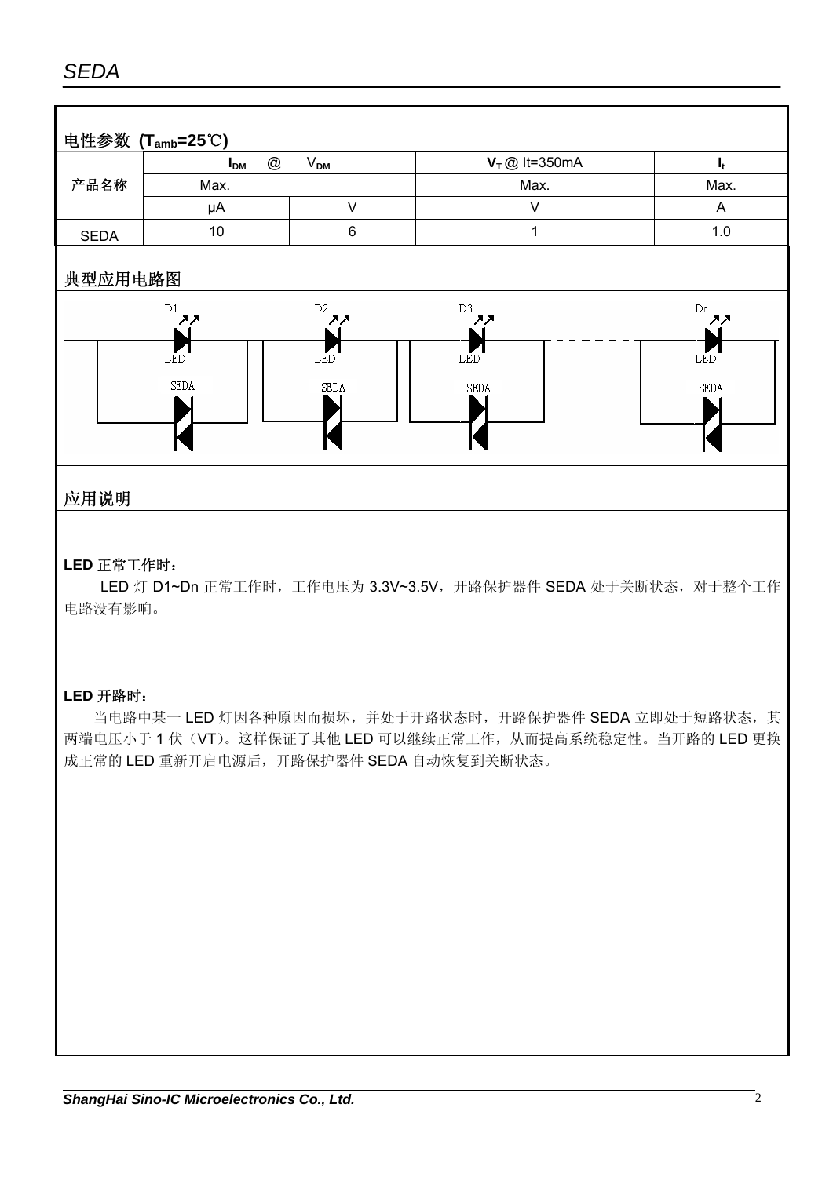## 电性参数 ($T_{amb}$=25℃)

| 产品名称 | $I_{DM}$ @ | $V_{DM}$ | $V_T$ @ It=350mA | $I_t$ |
|---|---|---|---|---|
| | Max. | | Max. | Max. |
| | μA | V | V | A |
| SEDA | 10 | 6 | 1 | 1.0 |

## 典型应用电路图

D1 LED SEDA　D2 LED SEDA　D3 LED SEDA　Dn LED SEDA

## 应用说明

**LED 正常工作时：**

LED 灯 D1~Dn 正常工作时，工作电压为 3.3V~3.5V，开路保护器件 SEDA 处于关断状态，对于整个工作电路没有影响。

**LED 开路时：**

当电路中某一 LED 灯因各种原因而损坏，并处于开路状态时，开路保护器件 SEDA 立即处于短路状态，其两端电压小于 1 伏（VT）。这样保证了其他 LED 可以继续正常工作，从而提高系统稳定性。当开路的 LED 更换成正常的 LED 重新开启电源后，开路保护器件 SEDA 自动恢复到关断状态。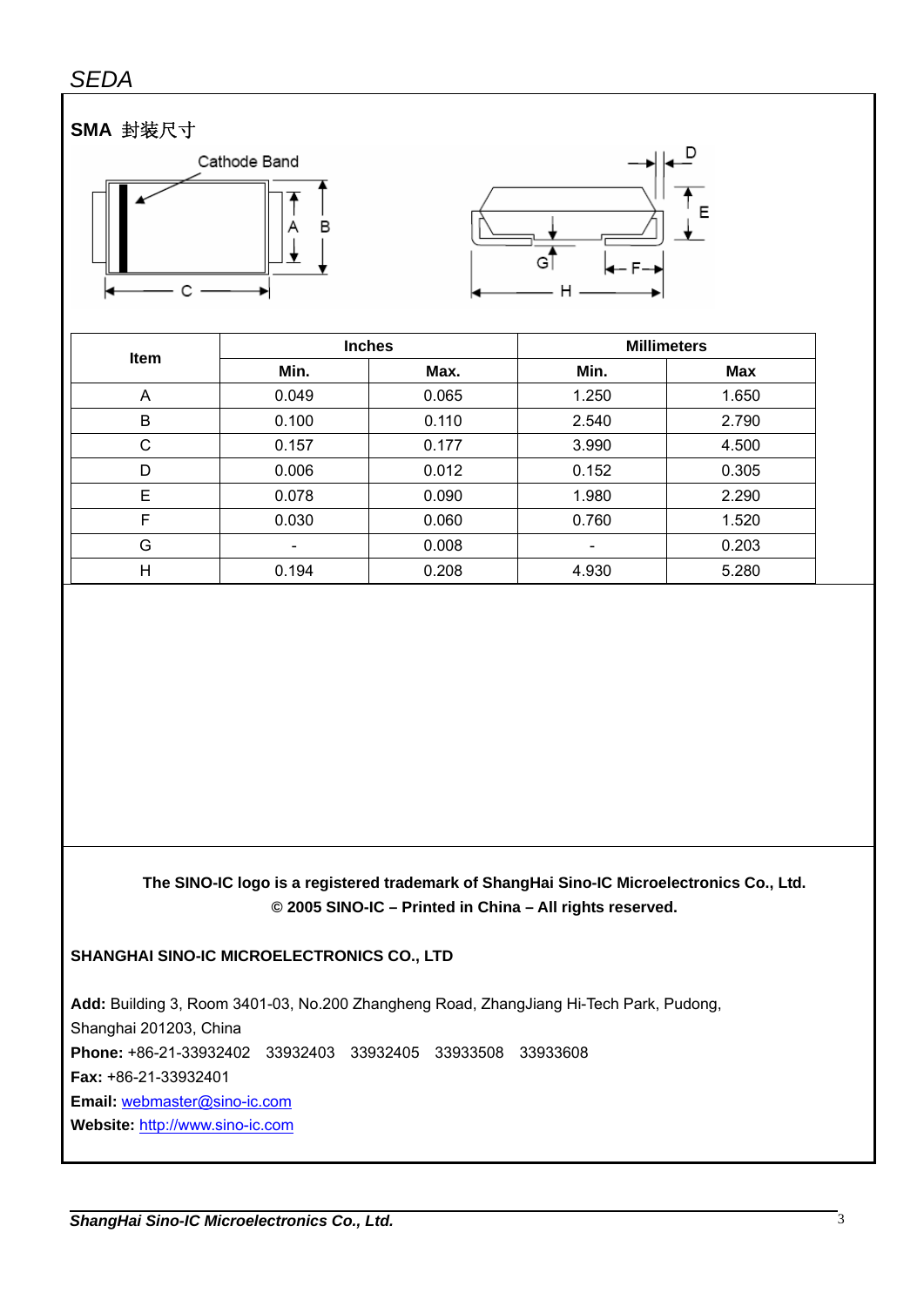## SMA 封装尺寸

Cathode Band

A B C D E F G H

| Item | Inches | | Millimeters | |
|---|---|---|---|---|
| | Min. | Max. | Min. | Max |
| A | 0.049 | 0.065 | 1.250 | 1.650 |
| B | 0.100 | 0.110 | 2.540 | 2.790 |
| C | 0.157 | 0.177 | 3.990 | 4.500 |
| D | 0.006 | 0.012 | 0.152 | 0.305 |
| E | 0.078 | 0.090 | 1.980 | 2.290 |
| F | 0.030 | 0.060 | 0.760 | 1.520 |
| G | - | 0.008 | - | 0.203 |
| H | 0.194 | 0.208 | 4.930 | 5.280 |

**The SINO-IC logo is a registered trademark of ShangHai Sino-IC Microelectronics Co., Ltd.**
**© 2005 SINO-IC – Printed in China – All rights reserved.**

**SHANGHAI SINO-IC MICROELECTRONICS CO., LTD**

**Add:** Building 3, Room 3401-03, No.200 Zhangheng Road, ZhangJiang Hi-Tech Park, Pudong, Shanghai 201203, China
**Phone:** +86-21-33932402 33932403 33932405 33933508 33933608
**Fax:** +86-21-33932401
**Email:** webmaster@sino-ic.com
**Website:** http://www.sino-ic.com